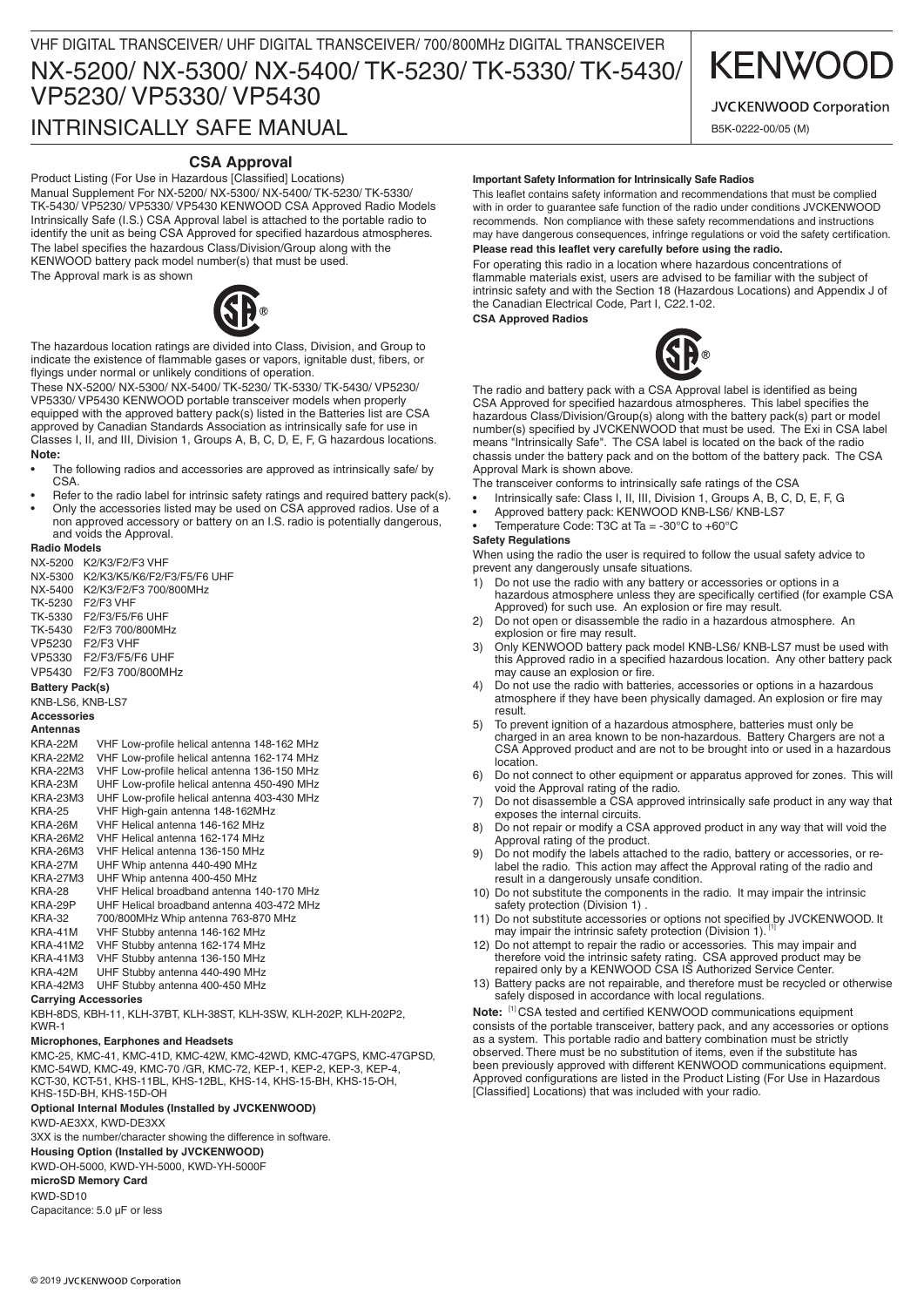VHF DIGITAL TRANSCEIVER/ UHF DIGITAL TRANSCEIVER/ 700/800MHz DIGITAL TRANSCEIVER

# NX-5200/ NX-5300/ NX-5400/ TK-5230/ TK-5330/ TK-5430/ VP5230/ VP5330/ VP5430

# INTRINSICALLY SAFE MANUAL

KENWOOD

JVCKENWOOD Corporation

B5K-0222-00/05 (M)

## CSA Approval

Product Listing (For Use in Hazardous [Classified] Locations)
Manual Supplement For NX-5200/ NX-5300/ NX-5400/ TK-5230/ TK-5330/ TK-5430/ VP5230/ VP5330/ VP5430 KENWOOD CSA Approved Radio Models
Intrinsically Safe (I.S.) CSA Approval label is attached to the portable radio to identify the unit as being CSA Approved for specified hazardous atmospheres. The label specifies the hazardous Class/Division/Group along with the KENWOOD battery pack model number(s) that must be used.
The Approval mark is as shown

The hazardous location ratings are divided into Class, Division, and Group to indicate the existence of flammable gases or vapors, ignitable dust, fibers, or flyings under normal or unlikely conditions of operation.
These NX-5200/ NX-5300/ NX-5400/ TK-5230/ TK-5330/ TK-5430/ VP5230/ VP5330/ VP5430 KENWOOD portable transceiver models when properly equipped with the approved battery pack(s) listed in the Batteries list are CSA approved by Canadian Standards Association as intrinsically safe for use in Classes I, II, and III, Division 1, Groups A, B, C, D, E, F, G hazardous locations.

**Note:**

- The following radios and accessories are approved as intrinsically safe/ by CSA.
- Refer to the radio label for intrinsic safety ratings and required battery pack(s).
- Only the accessories listed may be used on CSA approved radios. Use of a non approved accessory or battery on an I.S. radio is potentially dangerous, and voids the Approval.

**Radio Models**

NX-5200 K2/K3/F2/F3 VHF
NX-5300 K2/K3/K5/K6/F2/F3/F5/F6 UHF
NX-5400 K2/K3/F2/F3 700/800MHz
TK-5230 F2/F3 VHF
TK-5330 F2/F3/F5/F6 UHF
TK-5430 F2/F3 700/800MHz
VP5230 F2/F3 VHF
VP5330 F2/F3/F5/F6 UHF
VP5430 F2/F3 700/800MHz

**Battery Pack(s)**

KNB-LS6, KNB-LS7

**Accessories**

**Antennas**

KRA-22M VHF Low-profile helical antenna 148-162 MHz
KRA-22M2 VHF Low-profile helical antenna 162-174 MHz
KRA-22M3 VHF Low-profile helical antenna 136-150 MHz
KRA-23M UHF Low-profile helical antenna 450-490 MHz
KRA-23M3 UHF Low-profile helical antenna 403-430 MHz
KRA-25 VHF High-gain antenna 148-162MHz
KRA-26M VHF Helical antenna 146-162 MHz
KRA-26M2 VHF Helical antenna 162-174 MHz
KRA-26M3 VHF Helical antenna 136-150 MHz
KRA-27M UHF Whip antenna 440-490 MHz
KRA-27M3 UHF Whip antenna 400-450 MHz
KRA-28 VHF Helical broadband antenna 140-170 MHz
KRA-29P UHF Helical broadband antenna 403-472 MHz
KRA-32 700/800MHz Whip antenna 763-870 MHz
KRA-41M VHF Stubby antenna 146-162 MHz
KRA-41M2 VHF Stubby antenna 162-174 MHz
KRA-41M3 VHF Stubby antenna 136-150 MHz
KRA-42M UHF Stubby antenna 440-490 MHz
KRA-42M3 UHF Stubby antenna 400-450 MHz

**Carrying Accessories**

KBH-8DS, KBH-11, KLH-37BT, KLH-38ST, KLH-3SW, KLH-202P, KLH-202P2, KWR-1

**Microphones, Earphones and Headsets**

KMC-25, KMC-41, KMC-41D, KMC-42W, KMC-42WD, KMC-47GPS, KMC-47GPSD, KMC-54WD, KMC-49, KMC-70 /GR, KMC-72, KEP-1, KEP-2, KEP-3, KEP-4, KCT-30, KCT-51, KHS-11BL, KHS-12BL, KHS-14, KHS-15-BH, KHS-15-OH, KHS-15D-BH, KHS-15D-OH

**Optional Internal Modules (Installed by JVCKENWOOD)**

KWD-AE3XX, KWD-DE3XX

3XX is the number/character showing the difference in software.

**Housing Option (Installed by JVCKENWOOD)**

KWD-OH-5000, KWD-YH-5000, KWD-YH-5000F

**microSD Memory Card**

KWD-SD10

Capacitance: 5.0 μF or less

**Important Safety Information for Intrinsically Safe Radios**

This leaflet contains safety information and recommendations that must be complied with in order to guarantee safe function of the radio under conditions JVCKENWOOD recommends. Non compliance with these safety recommendations and instructions may have dangerous consequences, infringe regulations or void the safety certification.

**Please read this leaflet very carefully before using the radio.**

For operating this radio in a location where hazardous concentrations of flammable materials exist, users are advised to be familiar with the subject of intrinsic safety and with the Section 18 (Hazardous Locations) and Appendix J of the Canadian Electrical Code, Part I, C22.1-02.

**CSA Approved Radios**

The radio and battery pack with a CSA Approval label is identified as being CSA Approved for specified hazardous atmospheres. This label specifies the hazardous Class/Division/Group(s) along with the battery pack(s) part or model number(s) specified by JVCKENWOOD that must be used. The Exi in CSA label means "Intrinsically Safe". The CSA label is located on the back of the radio chassis under the battery pack and on the bottom of the battery pack. The CSA Approval Mark is shown above.

The transceiver conforms to intrinsically safe ratings of the CSA

- Intrinsically safe: Class I, II, III, Division 1, Groups A, B, C, D, E, F, G
- Approved battery pack: KENWOOD KNB-LS6/ KNB-LS7
- Temperature Code: T3C at Ta = -30°C to +60°C

**Safety Regulations**

When using the radio the user is required to follow the usual safety advice to prevent any dangerously unsafe situations.

1) Do not use the radio with any battery or accessories or options in a hazardous atmosphere unless they are specifically certified (for example CSA Approved) for such use. An explosion or fire may result.
2) Do not open or disassemble the radio in a hazardous atmosphere. An explosion or fire may result.
3) Only KENWOOD battery pack model KNB-LS6/ KNB-LS7 must be used with this Approved radio in a specified hazardous location. Any other battery pack may cause an explosion or fire.
4) Do not use the radio with batteries, accessories or options in a hazardous atmosphere if they have been physically damaged. An explosion or fire may result.
5) To prevent ignition of a hazardous atmosphere, batteries must only be charged in an area known to be non-hazardous. Battery Chargers are not a CSA Approved product and are not to be brought into or used in a hazardous location.
6) Do not connect to other equipment or apparatus approved for zones. This will void the Approval rating of the radio.
7) Do not disassemble a CSA approved intrinsically safe product in any way that exposes the internal circuits.
8) Do not repair or modify a CSA approved product in any way that will void the Approval rating of the product.
9) Do not modify the labels attached to the radio, battery or accessories, or re-label the radio. This action may affect the Approval rating of the radio and result in a dangerously unsafe condition.
10) Do not substitute the components in the radio. It may impair the intrinsic safety protection (Division 1) .
11) Do not substitute accessories or options not specified by JVCKENWOOD. It may impair the intrinsic safety protection (Division 1). [1]
12) Do not attempt to repair the radio or accessories. This may impair and therefore void the intrinsic safety rating. CSA approved product may be repaired only by a KENWOOD CSA IS Authorized Service Center.
13) Battery packs are not repairable, and therefore must be recycled or otherwise safely disposed in accordance with local regulations.

**Note:** [1] CSA tested and certified KENWOOD communications equipment consists of the portable transceiver, battery pack, and any accessories or options as a system. This portable radio and battery combination must be strictly observed. There must be no substitution of items, even if the substitute has been previously approved with different KENWOOD communications equipment. Approved configurations are listed in the Product Listing (For Use in Hazardous [Classified] Locations) that was included with your radio.

© 2019 JVCKENWOOD Corporation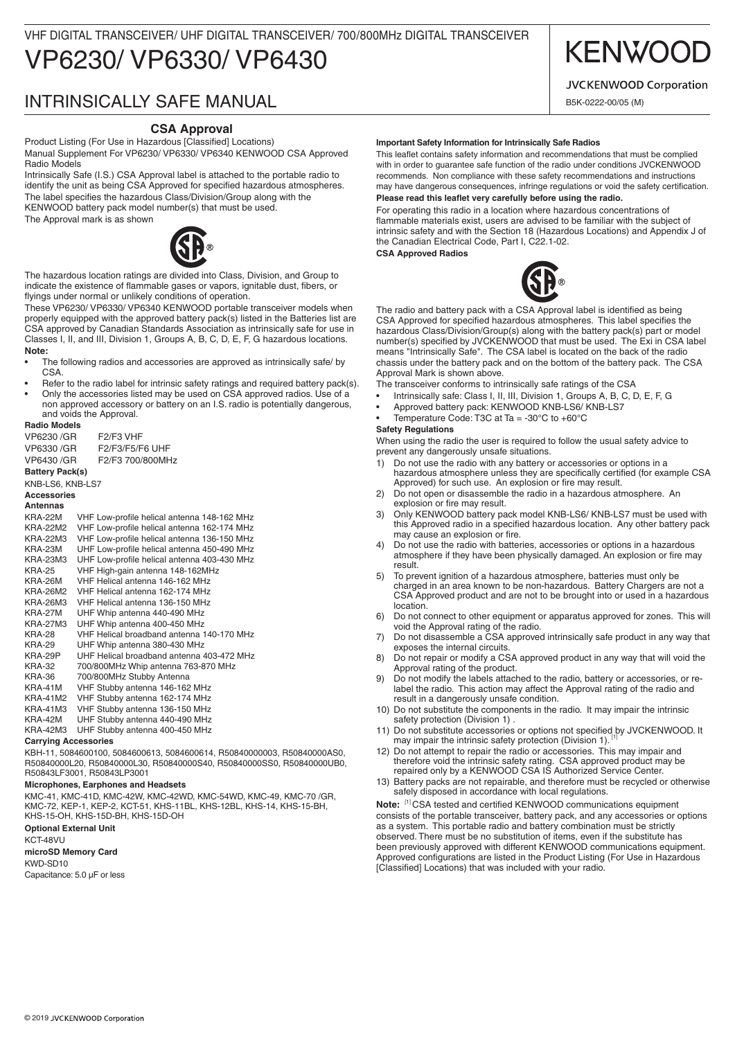VHF DIGITAL TRANSCEIVER/ UHF DIGITAL TRANSCEIVER/ 700/800MHz DIGITAL TRANSCEIVER

# VP6230/ VP6330/ VP6430

KENWOOD

JVCKENWOOD Corporation

## INTRINSICALLY SAFE MANUAL

B5K-0222-00/05 (M)

### CSA Approval

Product Listing (For Use in Hazardous [Classified] Locations)

Manual Supplement For VP6230/ VP6330/ VP6340 KENWOOD CSA Approved Radio Models

Intrinsically Safe (I.S.) CSA Approval label is attached to the portable radio to identify the unit as being CSA Approved for specified hazardous atmospheres. The label specifies the hazardous Class/Division/Group along with the KENWOOD battery pack model number(s) that must be used.

The Approval mark is as shown

The hazardous location ratings are divided into Class, Division, and Group to indicate the existence of flammable gases or vapors, ignitable dust, fibers, or flyings under normal or unlikely conditions of operation.

These VP6230/ VP6330/ VP6340 KENWOOD portable transceiver models when properly equipped with the approved battery pack(s) listed in the Batteries list are CSA approved by Canadian Standards Association as intrinsically safe for use in Classes I, II, and III, Division 1, Groups A, B, C, D, E, F, G hazardous locations.

**Note:**

- The following radios and accessories are approved as intrinsically safe/ by CSA.
- Refer to the radio label for intrinsic safety ratings and required battery pack(s).
- Only the accessories listed may be used on CSA approved radios. Use of a non approved accessory or battery on an I.S. radio is potentially dangerous, and voids the Approval.

**Radio Models**

| | |
|---|---|
| VP6230 /GR | F2/F3 VHF |
| VP6330 /GR | F2/F3/F5/F6 UHF |
| VP6430 /GR | F2/F3 700/800MHz |

**Battery Pack(s)**

KNB-LS6, KNB-LS7

**Accessories**

**Antennas**

| | |
|---|---|
| KRA-22M | VHF Low-profile helical antenna 148-162 MHz |
| KRA-22M2 | VHF Low-profile helical antenna 162-174 MHz |
| KRA-22M3 | VHF Low-profile helical antenna 136-150 MHz |
| KRA-23M | UHF Low-profile helical antenna 450-490 MHz |
| KRA-23M3 | UHF Low-profile helical antenna 403-430 MHz |
| KRA-25 | VHF High-gain antenna 148-162MHz |
| KRA-26M | VHF Helical antenna 146-162 MHz |
| KRA-26M2 | VHF Helical antenna 162-174 MHz |
| KRA-26M3 | VHF Helical antenna 136-150 MHz |
| KRA-27M | UHF Whip antenna 440-490 MHz |
| KRA-27M3 | UHF Whip antenna 400-450 MHz |
| KRA-28 | VHF Helical broadband antenna 140-170 MHz |
| KRA-29 | UHF Whip antenna 380-430 MHz |
| KRA-29P | UHF Helical broadband antenna 403-472 MHz |
| KRA-32 | 700/800MHz Whip antenna 763-870 MHz |
| KRA-36 | 700/800MHz Stubby Antenna |
| KRA-41M | VHF Stubby antenna 146-162 MHz |
| KRA-41M2 | VHF Stubby antenna 162-174 MHz |
| KRA-41M3 | VHF Stubby antenna 136-150 MHz |
| KRA-42M | UHF Stubby antenna 440-490 MHz |
| KRA-42M3 | UHF Stubby antenna 400-450 MHz |

**Carrying Accessories**

KBH-11, 5084600100, 5084600613, 5084600614, R50840000003, R50840000AS0, R50840000L20, R50840000L30, R50840000S40, R50840000SS0, R50840000UB0, R50843LF3001, R50843LP3001

**Microphones, Earphones and Headsets**

KMC-41, KMC-41D, KMC-42W, KMC-42WD, KMC-54WD, KMC-49, KMC-70 /GR, KMC-72, KEP-1, KEP-2, KCT-51, KHS-11BL, KHS-12BL, KHS-14, KHS-15-BH, KHS-15-OH, KHS-15D-BH, KHS-15D-OH

**Optional External Unit**

KCT-48VU

**microSD Memory Card**

KWD-SD10

Capacitance: 5.0 µF or less

**Important Safety Information for Intrinsically Safe Radios**

This leaflet contains safety information and recommendations that must be complied with in order to guarantee safe function of the radio under conditions JVCKENWOOD recommends. Non compliance with these safety recommendations and instructions may have dangerous consequences, infringe regulations or void the safety certification.

**Please read this leaflet very carefully before using the radio.**

For operating this radio in a location where hazardous concentrations of flammable materials exist, users are advised to be familiar with the subject of intrinsic safety and with the Section 18 (Hazardous Locations) and Appendix J of the Canadian Electrical Code, Part I, C22.1-02.

**CSA Approved Radios**

The radio and battery pack with a CSA Approval label is identified as being CSA Approved for specified hazardous atmospheres. This label specifies the hazardous Class/Division/Group(s) along with the battery pack(s) part or model number(s) specified by JVCKENWOOD that must be used. The Exi in CSA label means "Intrinsically Safe". The CSA label is located on the back of the radio chassis under the battery pack and on the bottom of the battery pack. The CSA Approval Mark is shown above.

The transceiver conforms to intrinsically safe ratings of the CSA

- Intrinsically safe: Class I, II, III, Division 1, Groups A, B, C, D, E, F, G
- Approved battery pack: KENWOOD KNB-LS6/ KNB-LS7
- Temperature Code: T3C at Ta = -30°C to +60°C

**Safety Regulations**

When using the radio the user is required to follow the usual safety advice to prevent any dangerously unsafe situations.

1) Do not use the radio with any battery or accessories or options in a hazardous atmosphere unless they are specifically certified (for example CSA Approved) for such use. An explosion or fire may result.
2) Do not open or disassemble the radio in a hazardous atmosphere. An explosion or fire may result.
3) Only KENWOOD battery pack model KNB-LS6/ KNB-LS7 must be used with this Approved radio in a specified hazardous location. Any other battery pack may cause an explosion or fire.
4) Do not use the radio with batteries, accessories or options in a hazardous atmosphere if they have been physically damaged. An explosion or fire may result.
5) To prevent ignition of a hazardous atmosphere, batteries must only be charged in an area known to be non-hazardous. Battery Chargers are not a CSA Approved product and are not to be brought into or used in a hazardous location.
6) Do not connect to other equipment or apparatus approved for zones. This will void the Approval rating of the radio.
7) Do not disassemble a CSA approved intrinsically safe product in any way that exposes the internal circuits.
8) Do not repair or modify a CSA approved product in any way that will void the Approval rating of the product.
9) Do not modify the labels attached to the radio, battery or accessories, or re-label the radio. This action may affect the Approval rating of the radio and result in a dangerously unsafe condition.
10) Do not substitute the components in the radio. It may impair the intrinsic safety protection (Division 1) .
11) Do not substitute accessories or options not specified by JVCKENWOOD. It may impair the intrinsic safety protection (Division 1). [1]
12) Do not attempt to repair the radio or accessories. This may impair and therefore void the intrinsic safety rating. CSA approved product may be repaired only by a KENWOOD CSA IS Authorized Service Center.
13) Battery packs are not repairable, and therefore must be recycled or otherwise safely disposed in accordance with local regulations.

**Note:** [1] CSA tested and certified KENWOOD communications equipment consists of the portable transceiver, battery pack, and any accessories or options as a system. This portable radio and battery combination must be strictly observed. There must be no substitution of items, even if the substitute has been previously approved with different KENWOOD communications equipment. Approved configurations are listed in the Product Listing (For Use in Hazardous [Classified] Locations) that was included with your radio.

© 2019 JVCKENWOOD Corporation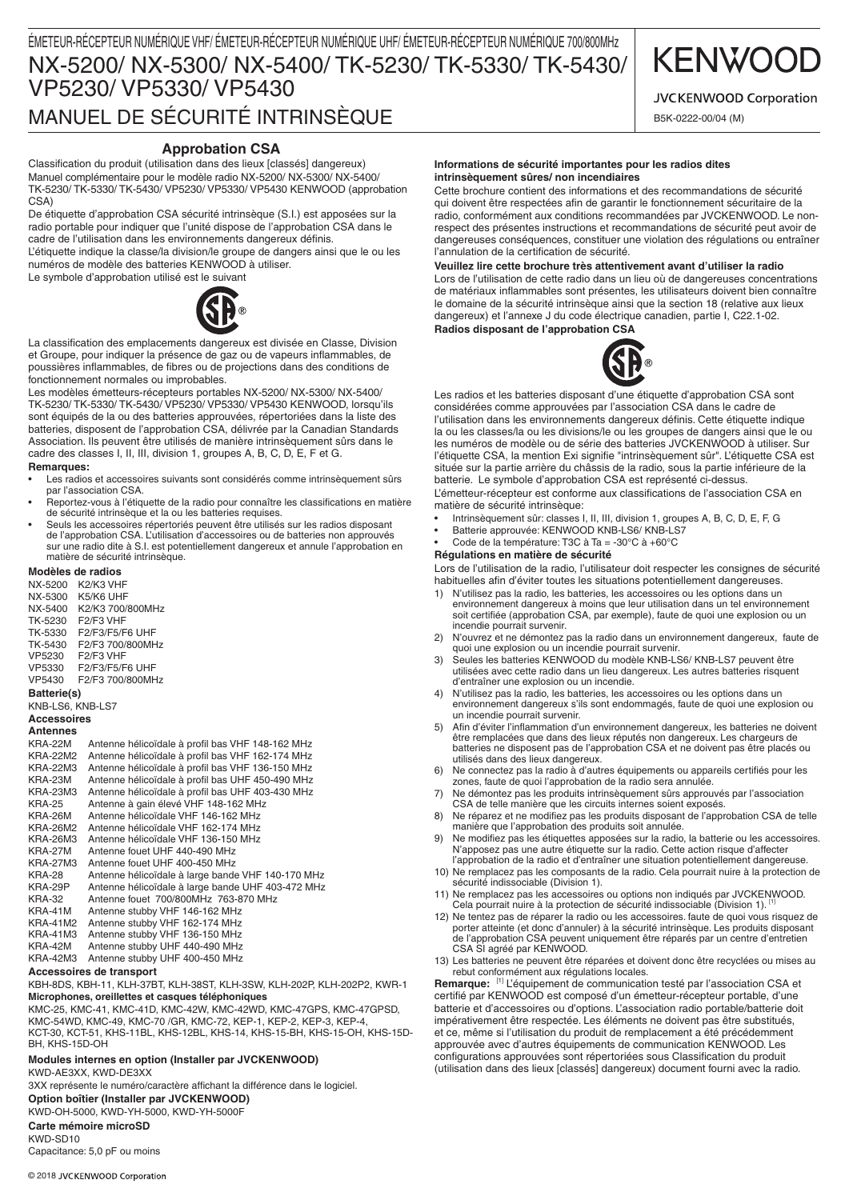ÉMETEUR-RÉCEPTEUR NUMÉRIQUE VHF/ ÉMETEUR-RÉCEPTEUR NUMÉRIQUE UHF/ ÉMETEUR-RÉCEPTEUR NUMÉRIQUE 700/800MHz

# NX-5200/ NX-5300/ NX-5400/ TK-5230/ TK-5330/ TK-5430/ VP5230/ VP5330/ VP5430

# MANUEL DE SÉCURITÉ INTRINSÈQUE

KENWOOD

JVCKENWOOD Corporation

B5K-0222-00/04 (M)

## Approbation CSA

Classification du produit (utilisation dans des lieux [classés] dangereux)
Manuel complémentaire pour le modèle radio NX-5200/ NX-5300/ NX-5400/ TK-5230/ TK-5330/ TK-5430/ VP5230/ VP5330/ VP5430 KENWOOD (approbation CSA)

De étiquette d'approbation CSA sécurité intrinsèque (S.I.) est apposées sur la radio portable pour indiquer que l'unité dispose de l'approbation CSA dans le cadre de l'utilisation dans les environnements dangereux définis.
L'étiquette indique la classe/la division/le groupe de dangers ainsi que le ou les numéros de modèle des batteries KENWOOD à utiliser.
Le symbole d'approbation utilisé est le suivant

La classification des emplacements dangereux est divisée en Classe, Division et Groupe, pour indiquer la présence de gaz ou de vapeurs inflammables, de poussières inflammables, de fibres ou de projections dans des conditions de fonctionnement normales ou improbables.
Les modèles émetteurs-récepteurs portables NX-5200/ NX-5300/ NX-5400/ TK-5230/ TK-5330/ TK-5430/ VP5230/ VP5330/ VP5430 KENWOOD, lorsqu'ils sont équipés de la ou des batteries approuvées, répertoriées dans la liste des batteries, disposent de l'approbation CSA, délivrée par la Canadian Standards Association. Ils peuvent être utilisés de manière intrinsèquement sûrs dans le cadre des classes I, II, III, division 1, groupes A, B, C, D, E, F et G.

**Remarques:**

- Les radios et accessoires suivants sont considérés comme intrinsèquement sûrs par l'association CSA.
- Reportez-vous à l'étiquette de la radio pour connaître les classifications en matière de sécurité intrinsèque et la ou les batteries requises.
- Seuls les accessoires répertoriés peuvent être utilisés sur les radios disposant de l'approbation CSA. L'utilisation d'accessoires ou de batteries non approuvés sur une radio dite à S.I. est potentiellement dangereux et annule l'approbation en matière de sécurité intrinsèque.

**Modèles de radios**

| | |
|---|---|
| NX-5200 | K2/K3 VHF |
| NX-5300 | K5/K6 UHF |
| NX-5400 | K2/K3 700/800MHz |
| TK-5230 | F2/F3 VHF |
| TK-5330 | F2/F3/F5/F6 UHF |
| TK-5430 | F2/F3 700/800MHz |
| VP5230 | F2/F3 VHF |
| VP5330 | F2/F3/F5/F6 UHF |
| VP5430 | F2/F3 700/800MHz |

**Batterie(s)**

KNB-LS6, KNB-LS7

**Accessoires**

**Antennes**

| | |
|---|---|
| KRA-22M | Antenne hélicoïdale à profil bas VHF 148-162 MHz |
| KRA-22M2 | Antenne hélicoïdale à profil bas VHF 162-174 MHz |
| KRA-22M3 | Antenne hélicoïdale à profil bas VHF 136-150 MHz |
| KRA-23M | Antenne hélicoïdale à profil bas UHF 450-490 MHz |
| KRA-23M3 | Antenne hélicoïdale à profil bas UHF 403-430 MHz |
| KRA-25 | Antenne à gain élevé VHF 148-162 MHz |
| KRA-26M | Antenne hélicoïdale VHF 146-162 MHz |
| KRA-26M2 | Antenne hélicoïdale VHF 162-174 MHz |
| KRA-26M3 | Antenne hélicoïdale VHF 136-150 MHz |
| KRA-27M | Antenne fouet UHF 440-490 MHz |
| KRA-27M3 | Antenne fouet UHF 400-450 MHz |
| KRA-28 | Antenne hélicoïdale à large bande VHF 140-170 MHz |
| KRA-29P | Antenne hélicoïdale à large bande UHF 403-472 MHz |
| KRA-32 | Antenne fouet 700/800MHz 763-870 MHz |
| KRA-41M | Antenne stubby VHF 146-162 MHz |
| KRA-41M2 | Antenne stubby VHF 162-174 MHz |
| KRA-41M3 | Antenne stubby VHF 136-150 MHz |
| KRA-42M | Antenne stubby UHF 440-490 MHz |
| KRA-42M3 | Antenne stubby UHF 400-450 MHz |

**Accessoires de transport**

KBH-8DS, KBH-11, KLH-37BT, KLH-38ST, KLH-3SW, KLH-202P, KLH-202P2, KWR-1

**Microphones, oreillettes et casques téléphoniques**

KMC-25, KMC-41, KMC-41D, KMC-42W, KMC-42WD, KMC-47GPS, KMC-47GPSD, KMC-54WD, KMC-49, KMC-70 /GR, KMC-72, KEP-1, KEP-2, KEP-3, KEP-4, KCT-30, KCT-51, KHS-11BL, KHS-12BL, KHS-14, KHS-15-BH, KHS-15-OH, KHS-15D-BH, KHS-15D-OH

**Modules internes en option (Installer par JVCKENWOOD)**

KWD-AE3XX, KWD-DE3XX

3XX représente le numéro/caractère affichant la différence dans le logiciel.

**Option boîtier (Installer par JVCKENWOOD)**

KWD-OH-5000, KWD-YH-5000, KWD-YH-5000F

**Carte mémoire microSD**

KWD-SD10
Capacitance: 5,0 pF ou moins

**Informations de sécurité importantes pour les radios dites intrinsèquement sûres/ non incendiaires**

Cette brochure contient des informations et des recommandations de sécurité qui doivent être respectées afin de garantir le fonctionnement sécuritaire de la radio, conformément aux conditions recommandées par JVCKENWOOD. Le non-respect des présentes instructions et recommandations de sécurité peut avoir de dangereuses conséquences, constituer une violation des régulations ou entraîner l'annulation de la certification de sécurité.

**Veuillez lire cette brochure très attentivement avant d'utiliser la radio**

Lors de l'utilisation de cette radio dans un lieu où de dangereuses concentrations de matériaux inflammables sont présentes, les utilisateurs doivent bien connaître le domaine de la sécurité intrinsèque ainsi que la section 18 (relative aux lieux dangereux) et l'annexe J du code électrique canadien, partie I, C22.1-02.

**Radios disposant de l'approbation CSA**

Les radios et les batteries disposant d'une étiquette d'approbation CSA sont considérées comme approuvées par l'association CSA dans le cadre de l'utilisation dans les environnements dangereux définis. Cette étiquette indique la ou les classes/la ou les divisions/le ou les groupes de dangers ainsi que le ou les numéros de modèle ou de série des batteries JVCKENWOOD à utiliser. Sur l'étiquette CSA, la mention Exi signifie "intrinsèquement sûr". L'étiquette CSA est située sur la partie arrière du châssis de la radio, sous la partie inférieure de la batterie. Le symbole d'approbation CSA est représenté ci-dessus.

L'émetteur-récepteur est conforme aux classifications de l'association CSA en matière de sécurité intrinsèque:

- Intrinsèquement sûr: classes I, II, III, division 1, groupes A, B, C, D, E, F, G
- Batterie approuvée: KENWOOD KNB-LS6/ KNB-LS7
- Code de la température: T3C à Ta = -30°C à +60°C

**Régulations en matière de sécurité**

Lors de l'utilisation de la radio, l'utilisateur doit respecter les consignes de sécurité habituelles afin d'éviter toutes les situations potentiellement dangereuses.

1) N'utilisez pas la radio, les batteries, les accessoires ou les options dans un environnement dangereux à moins que leur utilisation dans un tel environnement soit certifiée (approbation CSA, par exemple), faute de quoi une explosion ou un incendie pourrait survenir.
2) N'ouvrez et ne démontez pas la radio dans un environnement dangereux, faute de quoi une explosion ou un incendie pourrait survenir.
3) Seules les batteries KENWOOD du modèle KNB-LS6/ KNB-LS7 peuvent être utilisées avec cette radio dans un lieu dangereux. Les autres batteries risquent d'entraîner une explosion ou un incendie.
4) N'utilisez pas la radio, les batteries, les accessoires ou les options dans un environnement dangereux s'ils sont endommagés, faute de quoi une explosion ou un incendie pourrait survenir.
5) Afin d'éviter l'inflammation d'un environnement dangereux, les batteries ne doivent être remplacées que dans des lieux réputés non dangereux. Les chargeurs de batteries ne disposant pas de l'approbation CSA et ne doivent pas être placés ou utilisés dans des lieux dangereux.
6) Ne connectez pas la radio à d'autres équipements ou appareils certifiés pour les zones, faute de quoi l'approbation de la radio sera annulée.
7) Ne démontez pas les produits intrinsèquement sûrs approuvés par l'association CSA de telle manière que les circuits internes soient exposés.
8) Ne réparez et ne modifiez pas les produits disposant de l'approbation CSA de telle manière que l'approbation des produits soit annulée.
9) Ne modifiez pas les étiquettes apposées sur la radio, la batterie ou les accessoires. N'apposez pas une autre étiquette sur la radio. Cette action risque d'affecter l'approbation de la radio et d'entraîner une situation potentiellement dangereuse.
10) Ne remplacez pas les composants de la radio. Cela pourrait nuire à la protection de sécurité indissociable (Division 1).
11) Ne remplacez pas les accessoires ou options non indiqués par JVCKENWOOD. Cela pourrait nuire à la protection de sécurité indissociable (Division 1). [1]
12) Ne tentez pas de réparer la radio ou les accessoires. faute de quoi vous risquez de porter atteinte (et donc d'annuler) à la sécurité intrinsèque. Les produits disposant de l'approbation CSA peuvent uniquement être réparés par un centre d'entretien CSA SI agréé par KENWOOD.
13) Les batteries ne peuvent être réparées et doivent donc être recyclées ou mises au rebut conformément aux régulations locales.

**Remarque:** [1] L'équipement de communication testé par l'association CSA et certifié par KENWOOD est composé d'un émetteur-récepteur portable, d'une batterie et d'accessoires ou d'options. L'association radio portable/batterie doit impérativement être respectée. Les éléments ne doivent pas être substitués, et ce, même si l'utilisation du produit de remplacement a été précédemment approuvée avec d'autres équipements de communication KENWOOD. Les configurations approuvées sont répertoriées sous Classification du produit (utilisation dans des lieux [classés] dangereux) document fourni avec la radio.

© 2018 JVCKENWOOD Corporation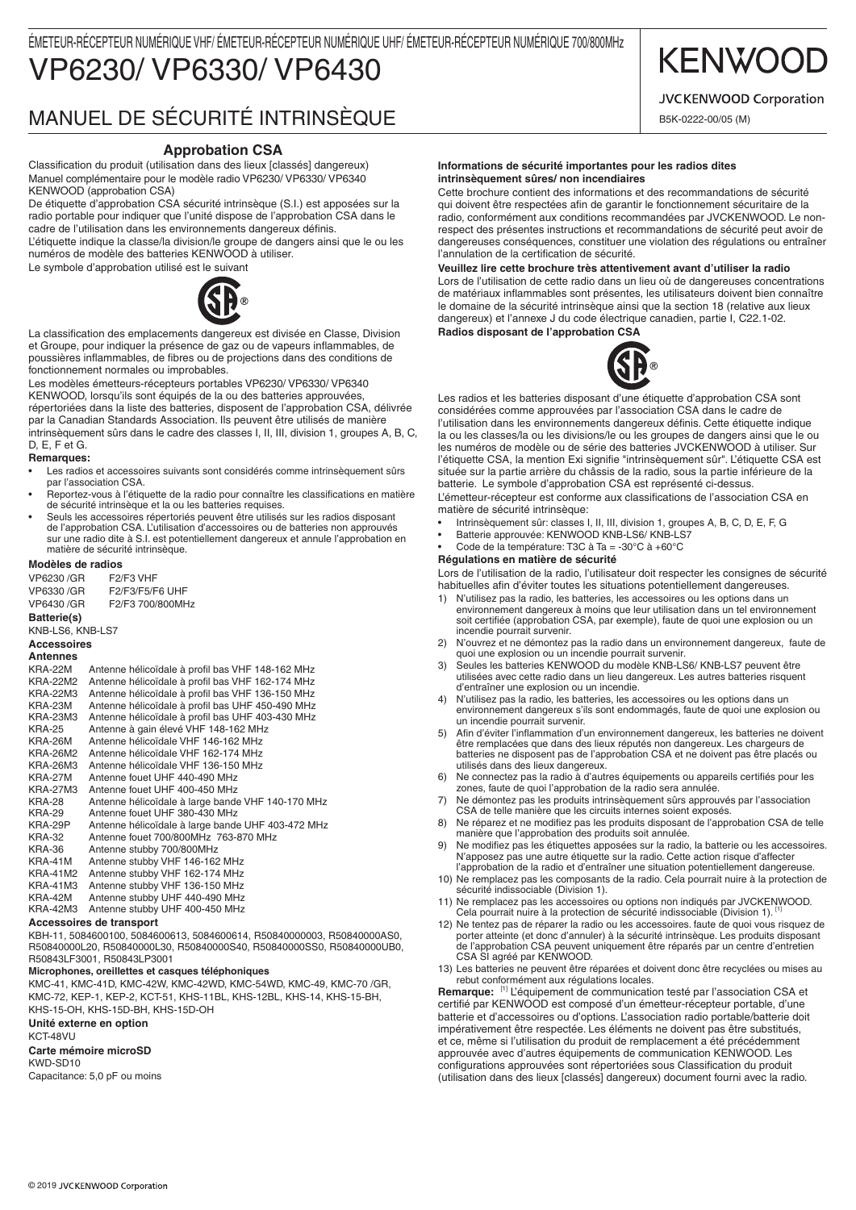ÉMETEUR-RÉCEPTEUR NUMÉRIQUE VHF/ ÉMETEUR-RÉCEPTEUR NUMÉRIQUE UHF/ ÉMETEUR-RÉCEPTEUR NUMÉRIQUE 700/800MHz

# VP6230/ VP6330/ VP6430

# MANUEL DE SÉCURITÉ INTRINSÈQUE

KENWOOD

JVCKENWOOD Corporation

B5K-0222-00/05 (M)

## Approbation CSA

Classification du produit (utilisation dans des lieux [classés] dangereux)
Manuel complémentaire pour le modèle radio VP6230/ VP6330/ VP6340 KENWOOD (approbation CSA)

De étiquette d'approbation CSA sécurité intrinsèque (S.I.) est apposées sur la radio portable pour indiquer que l'unité dispose de l'approbation CSA dans le cadre de l'utilisation dans les environnements dangereux définis.

L'étiquette indique la classe/la division/le groupe de dangers ainsi que le ou les numéros de modèle des batteries KENWOOD à utiliser.

Le symbole d'approbation utilisé est le suivant

La classification des emplacements dangereux est divisée en Classe, Division et Groupe, pour indiquer la présence de gaz ou de vapeurs inflammables, de poussières inflammables, de fibres ou de projections dans des conditions de fonctionnement normales ou improbables.

Les modèles émetteurs-récepteurs portables VP6230/ VP6330/ VP6340 KENWOOD, lorsqu'ils sont équipés de la ou des batteries approuvées, répertoriées dans la liste des batteries, disposent de l'approbation CSA, délivrée par la Canadian Standards Association. Ils peuvent être utilisés de manière intrinsèquement sûrs dans le cadre des classes I, II, III, division 1, groupes A, B, C, D, E, F et G.

**Remarques:**

- Les radios et accessoires suivants sont considérés comme intrinsèquement sûrs par l'association CSA.
- Reportez-vous à l'étiquette de la radio pour connaître les classifications en matière de sécurité intrinsèque et la ou les batteries requises.
- Seuls les accessoires répertoriés peuvent être utilisés sur les radios disposant de l'approbation CSA. L'utilisation d'accessoires ou de batteries non approuvés sur une radio dite à S.I. est potentiellement dangereux et annule l'approbation en matière de sécurité intrinsèque.

**Modèles de radios**

| | |
|---|---|
| VP6230 /GR | F2/F3 VHF |
| VP6330 /GR | F2/F3/F5/F6 UHF |
| VP6430 /GR | F2/F3 700/800MHz |

**Batterie(s)**

KNB-LS6, KNB-LS7

**Accessoires**

**Antennes**

| | |
|---|---|
| KRA-22M | Antenne hélicoïdale à profil bas VHF 148-162 MHz |
| KRA-22M2 | Antenne hélicoïdale à profil bas VHF 162-174 MHz |
| KRA-22M3 | Antenne hélicoïdale à profil bas VHF 136-150 MHz |
| KRA-23M | Antenne hélicoïdale à profil bas UHF 450-490 MHz |
| KRA-23M3 | Antenne hélicoïdale à profil bas UHF 403-430 MHz |
| KRA-25 | Antenne à gain élevé VHF 148-162 MHz |
| KRA-26M | Antenne hélicoïdale VHF 146-162 MHz |
| KRA-26M2 | Antenne hélicoïdale VHF 162-174 MHz |
| KRA-26M3 | Antenne hélicoïdale VHF 136-150 MHz |
| KRA-27M | Antenne fouet UHF 440-490 MHz |
| KRA-27M3 | Antenne fouet UHF 400-450 MHz |
| KRA-28 | Antenne hélicoïdale à large bande VHF 140-170 MHz |
| KRA-29 | Antenne fouet UHF 380-430 MHz |
| KRA-29P | Antenne hélicoïdale à large bande UHF 403-472 MHz |
| KRA-32 | Antenne fouet 700/800MHz 763-870 MHz |
| KRA-36 | Antenne stubby 700/800MHz |
| KRA-41M | Antenne stubby VHF 146-162 MHz |
| KRA-41M2 | Antenne stubby VHF 162-174 MHz |
| KRA-41M3 | Antenne stubby VHF 136-150 MHz |
| KRA-42M | Antenne stubby UHF 440-490 MHz |
| KRA-42M3 | Antenne stubby UHF 400-450 MHz |

**Accessoires de transport**

KBH-11, 5084600100, 5084600613, 5084600614, R50840000003, R50840000AS0, R50840000L20, R50840000L30, R50840000S40, R50840000SS0, R50840000UB0, R50843LF3001, R50843LP3001

**Microphones, oreillettes et casques téléphoniques**

KMC-41, KMC-41D, KMC-42W, KMC-42WD, KMC-54WD, KMC-49, KMC-70 /GR, KMC-72, KEP-1, KEP-2, KCT-51, KHS-11BL, KHS-12BL, KHS-14, KHS-15-BH, KHS-15-OH, KHS-15D-BH, KHS-15D-OH

**Unité externe en option**

KCT-48VU

**Carte mémoire microSD**

KWD-SD10

Capacitance: 5,0 pF ou moins

**Informations de sécurité importantes pour les radios dites intrinsèquement sûres/ non incendiaires**

Cette brochure contient des informations et des recommandations de sécurité qui doivent être respectées afin de garantir le fonctionnement sécuritaire de la radio, conformément aux conditions recommandées par JVCKENWOOD. Le non-respect des présentes instructions et recommandations de sécurité peut avoir de dangereuses conséquences, constituer une violation des régulations ou entraîner l'annulation de la certification de sécurité.

**Veuillez lire cette brochure très attentivement avant d'utiliser la radio**

Lors de l'utilisation de cette radio dans un lieu où de dangereuses concentrations de matériaux inflammables sont présentes, les utilisateurs doivent bien connaître le domaine de la sécurité intrinsèque ainsi que la section 18 (relative aux lieux dangereux) et l'annexe J du code électrique canadien, partie I, C22.1-02.

**Radios disposant de l'approbation CSA**

Les radios et les batteries disposant d'une étiquette d'approbation CSA sont considérées comme approuvées par l'association CSA dans le cadre de l'utilisation dans les environnements dangereux définis. Cette étiquette indique la ou les classes/la ou les divisions/le ou les groupes de dangers ainsi que le ou les numéros de modèle ou de série des batteries JVCKENWOOD à utiliser. Sur l'étiquette CSA, la mention Exi signifie "intrinsèquement sûr". L'étiquette CSA est située sur la partie arrière du châssis de la radio, sous la partie inférieure de la batterie. Le symbole d'approbation CSA est représenté ci-dessus.

L'émetteur-récepteur est conforme aux classifications de l'association CSA en matière de sécurité intrinsèque:

- Intrinsèquement sûr: classes I, II, III, division 1, groupes A, B, C, D, E, F, G
- Batterie approuvée: KENWOOD KNB-LS6/ KNB-LS7
- Code de la température: T3C à Ta = -30°C à +60°C

**Régulations en matière de sécurité**

Lors de l'utilisation de la radio, l'utilisateur doit respecter les consignes de sécurité habituelles afin d'éviter toutes les situations potentiellement dangereuses.

1) N'utilisez pas la radio, les batteries, les accessoires ou les options dans un environnement dangereux à moins que leur utilisation dans un tel environnement soit certifiée (approbation CSA, par exemple), faute de quoi une explosion ou un incendie pourrait survenir.
2) N'ouvrez et ne démontez pas la radio dans un environnement dangereux, faute de quoi une explosion ou un incendie pourrait survenir.
3) Seules les batteries KENWOOD du modèle KNB-LS6/ KNB-LS7 peuvent être utilisées avec cette radio dans un lieu dangereux. Les autres batteries risquent d'entraîner une explosion ou un incendie.
4) N'utilisez pas la radio, les batteries, les accessoires ou les options dans un environnement dangereux s'ils sont endommagés, faute de quoi une explosion ou un incendie pourrait survenir.
5) Afin d'éviter l'inflammation d'un environnement dangereux, les batteries ne doivent être remplacées que dans des lieux réputés non dangereux. Les chargeurs de batteries ne disposant pas de l'approbation CSA et ne doivent pas être placés ou utilisés dans des lieux dangereux.
6) Ne connectez pas la radio à d'autres équipements ou appareils certifiés pour les zones, faute de quoi l'approbation de la radio sera annulée.
7) Ne démontez pas les produits intrinsèquement sûrs approuvés par l'association CSA de telle manière que les circuits internes soient exposés.
8) Ne réparez et ne modifiez pas les produits disposant de l'approbation CSA de telle manière que l'approbation des produits soit annulée.
9) Ne modifiez pas les étiquettes apposées sur la radio, la batterie ou les accessoires. N'apposez pas une autre étiquette sur la radio. Cette action risque d'affecter l'approbation de la radio et d'entraîner une situation potentiellement dangereuse.
10) Ne remplacez pas les composants de la radio. Cela pourrait nuire à la protection de sécurité indissociable (Division 1).
11) Ne remplacez pas les accessoires ou options non indiqués par JVCKENWOOD. Cela pourrait nuire à la protection de sécurité indissociable (Division 1). [1]
12) Ne tentez pas de réparer la radio ou les accessoires. faute de quoi vous risquez de porter atteinte (et donc d'annuler) à la sécurité intrinsèque. Les produits disposant de l'approbation CSA peuvent uniquement être réparés par un centre d'entretien CSA SI agréé par KENWOOD.
13) Les batteries ne peuvent être réparées et doivent donc être recyclées ou mises au rebut conformément aux régulations locales.

**Remarque:** [1] L'équipement de communication testé par l'association CSA et certifié par KENWOOD est composé d'un émetteur-récepteur portable, d'une batterie et d'accessoires ou d'options. L'association radio portable/batterie doit impérativement être respectée. Les éléments ne doivent pas être substitués, et ce, même si l'utilisation du produit de remplacement a été précédemment approuvée avec d'autres équipements de communication KENWOOD. Les configurations approuvées sont répertoriées sous Classification du produit (utilisation dans des lieux [classés] dangereux) document fourni avec la radio.

© 2019 JVCKENWOOD Corporation